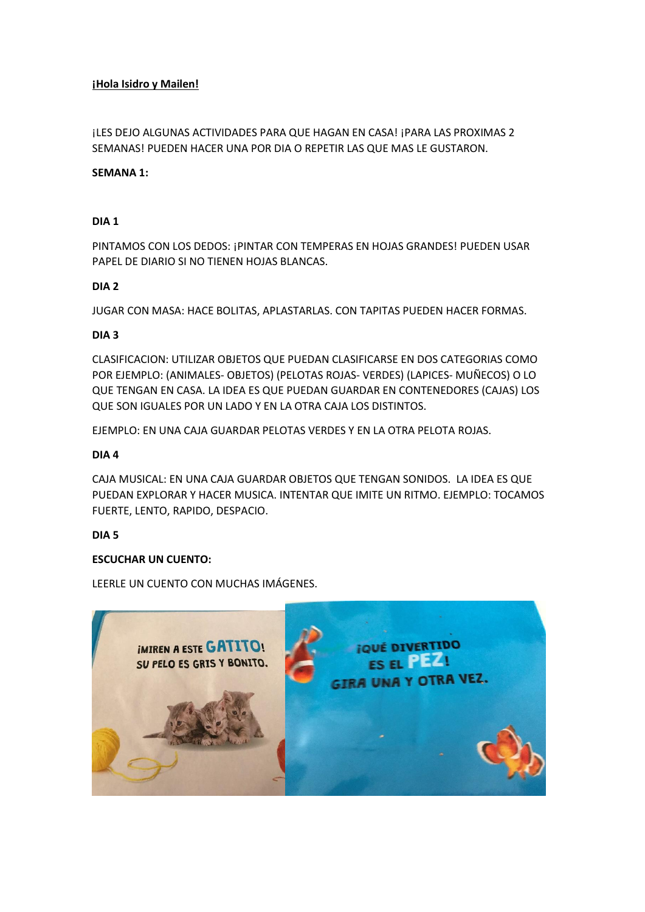**¡Hola Isidro y Mailen!**

¡LES DEJO ALGUNAS ACTIVIDADES PARA QUE HAGAN EN CASA! ¡PARA LAS PROXIMAS 2 SEMANAS! PUEDEN HACER UNA POR DIA O REPETIR LAS QUE MAS LE GUSTARON.

**SEMANA 1:**

**DIA 1**

PINTAMOS CON LOS DEDOS: ¡PINTAR CON TEMPERAS EN HOJAS GRANDES! PUEDEN USAR PAPEL DE DIARIO SI NO TIENEN HOJAS BLANCAS.

**DIA 2**

JUGAR CON MASA: HACE BOLITAS, APLASTARLAS. CON TAPITAS PUEDEN HACER FORMAS.

**DIA 3**

CLASIFICACION: UTILIZAR OBJETOS QUE PUEDAN CLASIFICARSE EN DOS CATEGORIAS COMO POR EJEMPLO: (ANIMALES- OBJETOS) (PELOTAS ROJAS- VERDES) (LAPICES- MUÑECOS) O LO QUE TENGAN EN CASA. LA IDEA ES QUE PUEDAN GUARDAR EN CONTENEDORES (CAJAS) LOS QUE SON IGUALES POR UN LADO Y EN LA OTRA CAJA LOS DISTINTOS.

EJEMPLO: EN UNA CAJA GUARDAR PELOTAS VERDES Y EN LA OTRA PELOTA ROJAS.

**DIA 4**

CAJA MUSICAL: EN UNA CAJA GUARDAR OBJETOS QUE TENGAN SONIDOS. LA IDEA ES QUE PUEDAN EXPLORAR Y HACER MUSICA. INTENTAR QUE IMITE UN RITMO. EJEMPLO: TOCAMOS FUERTE, LENTO, RAPIDO, DESPACIO.

**DIA 5**

**ESCUCHAR UN CUENTO:**

LEERLE UN CUENTO CON MUCHAS IMÁGENES.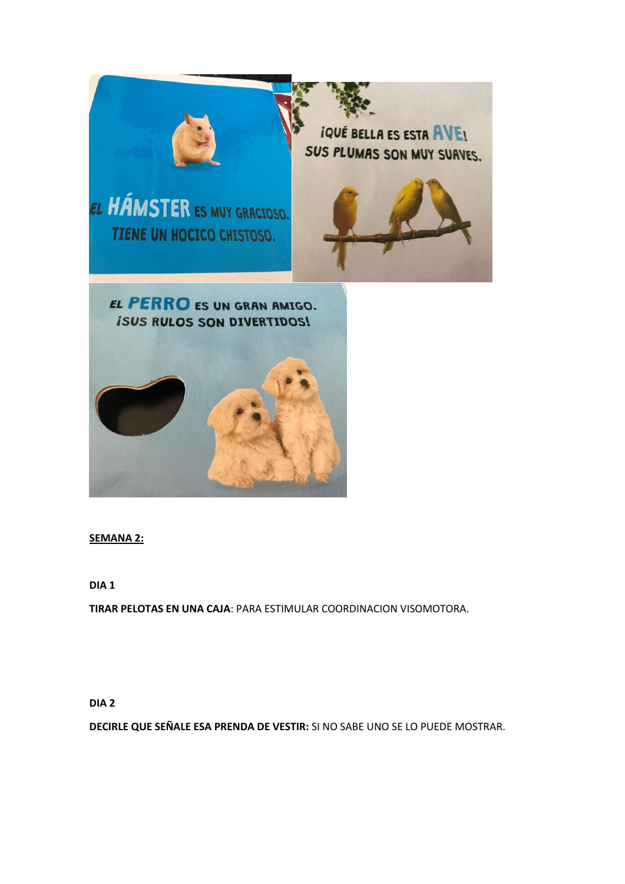EL HÁMSTER ES MUY GRACIOSO.
TIENE UN HOCICO CHISTOSO.

¡QUÉ BELLA ES ESTA AVE!
SUS PLUMAS SON MUY SUAVES.

EL PERRO ES UN GRAN AMIGO.
¡SUS RULOS SON DIVERTIDOS!

**SEMANA 2:**

**DIA 1**

**TIRAR PELOTAS EN UNA CAJA**: PARA ESTIMULAR COORDINACION VISOMOTORA.

**DIA 2**

**DECIRLE QUE SEÑALE ESA PRENDA DE VESTIR:** SI NO SABE UNO SE LO PUEDE MOSTRAR.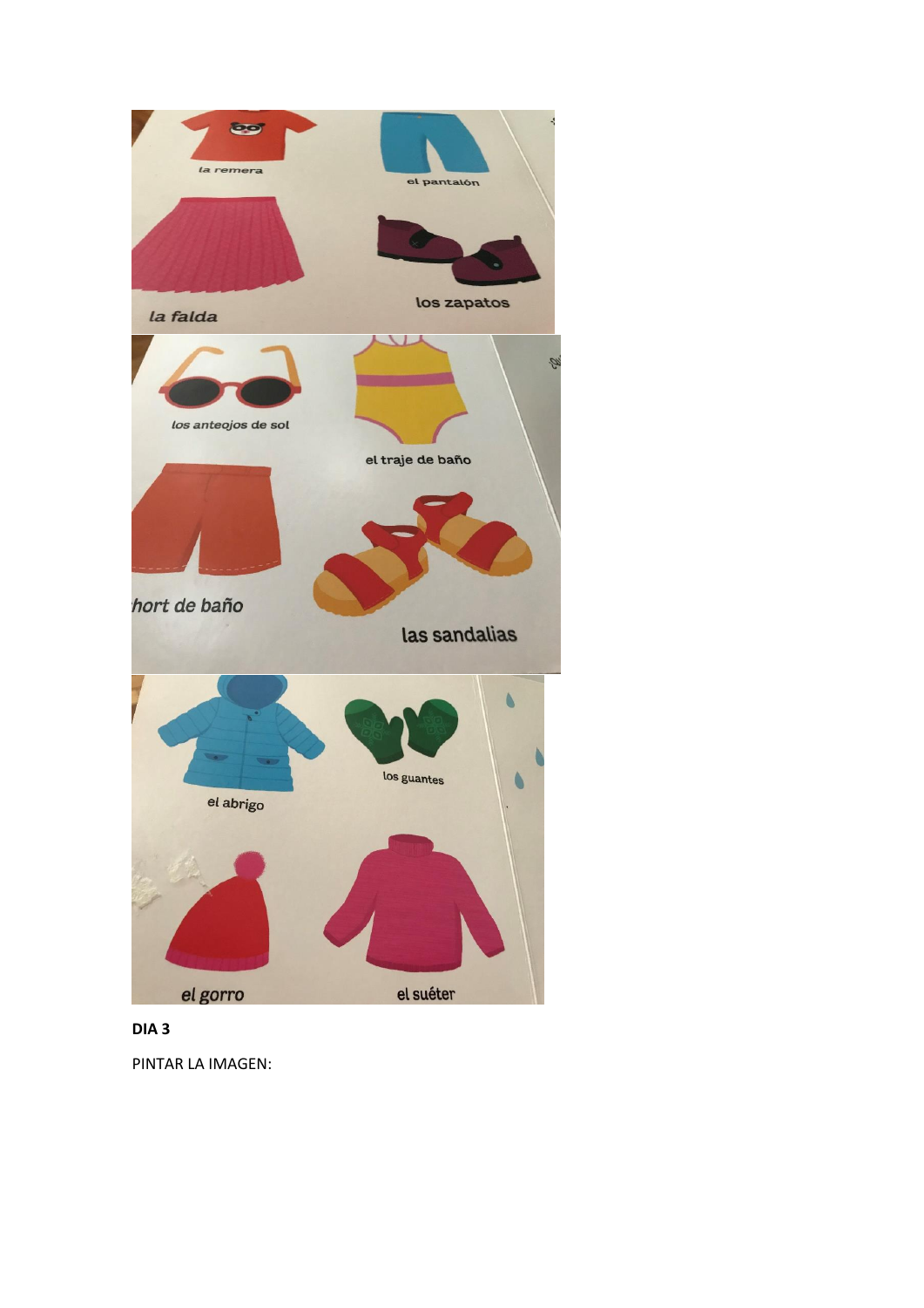la remera

el pantalón

la falda

los zapatos

los anteojos de sol

el traje de baño

hort de baño

las sandalias

el abrigo

los guantes

el gorro

el suéter

**DIA 3**

PINTAR LA IMAGEN: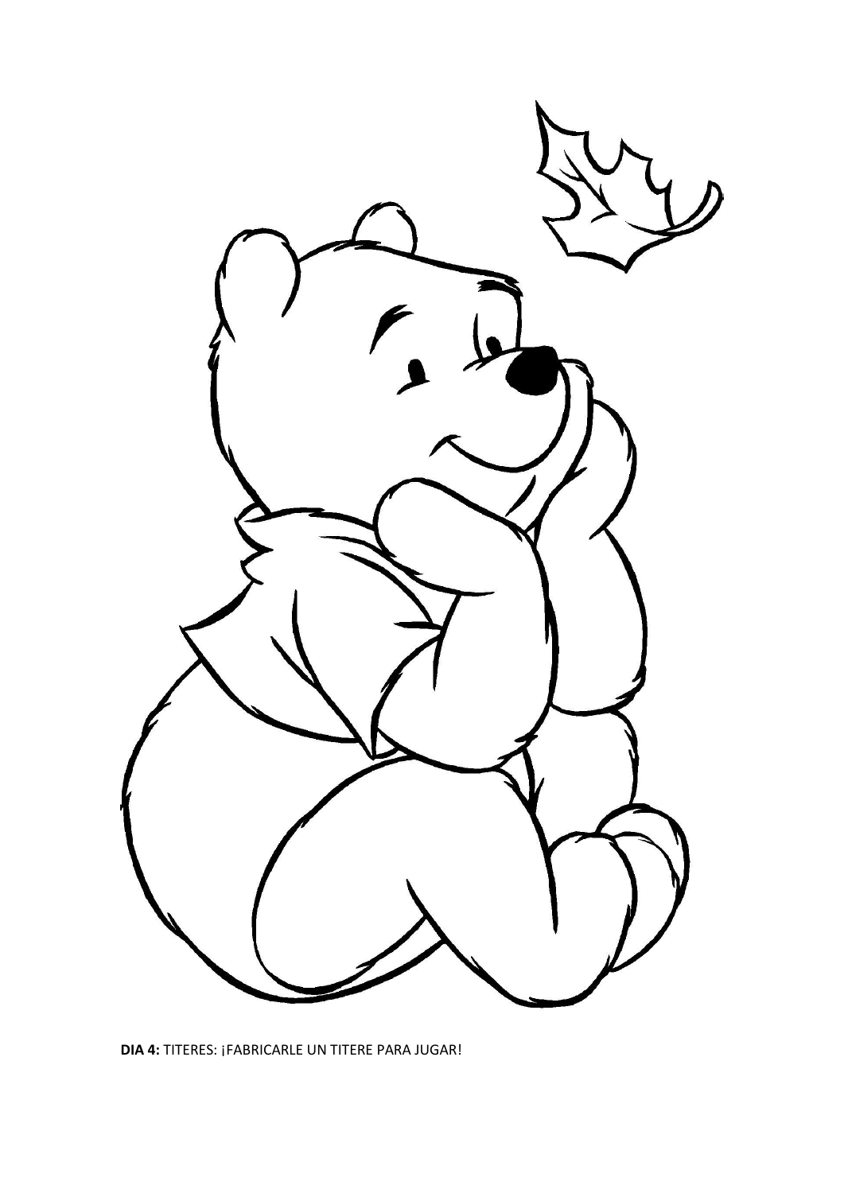**DIA 4:** TITERES: ¡FABRICARLE UN TITERE PARA JUGAR!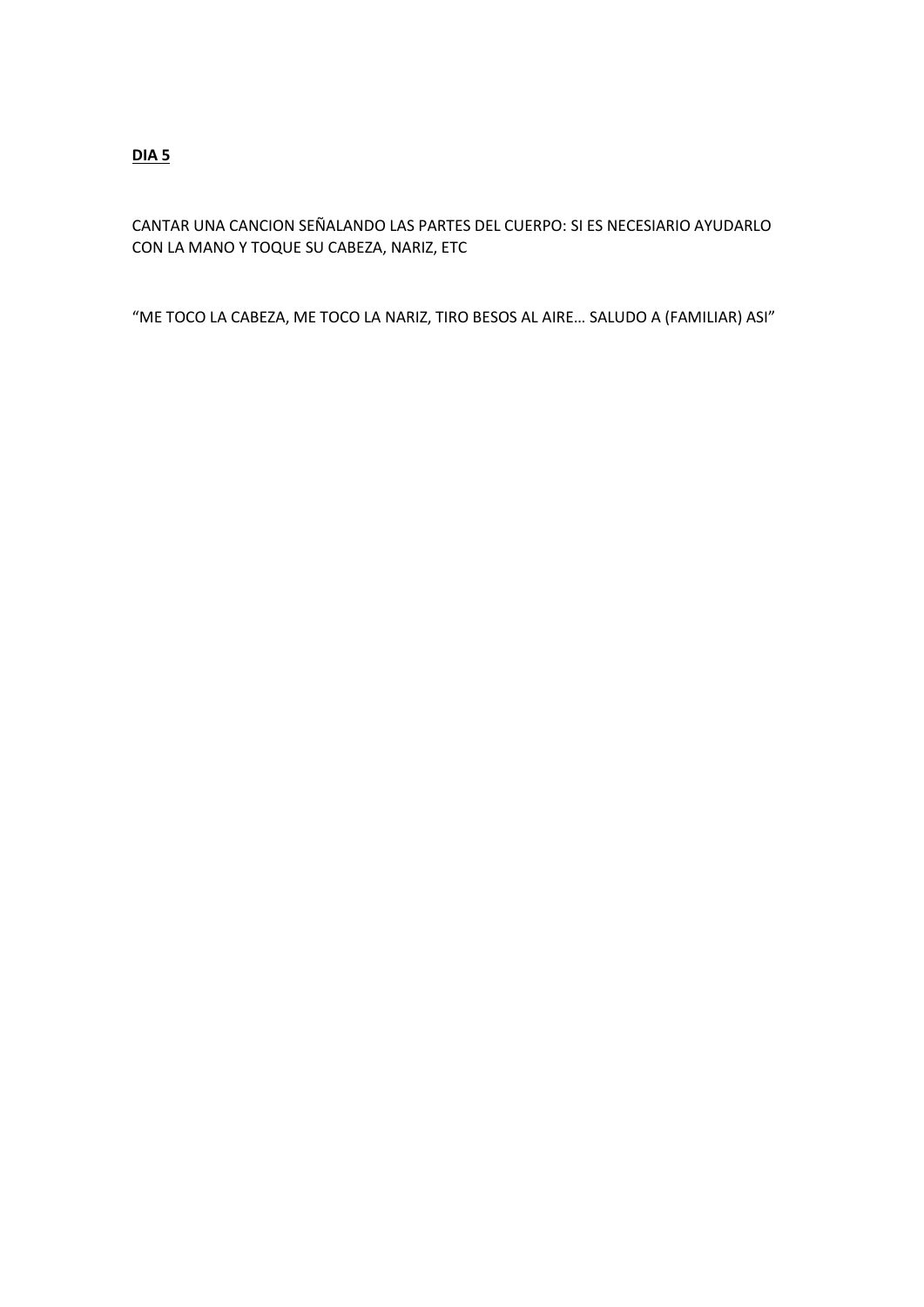**<u>DIA 5</u>**

CANTAR UNA CANCION SEÑALANDO LAS PARTES DEL CUERPO: SI ES NECESIARIO AYUDARLO CON LA MANO Y TOQUE SU CABEZA, NARIZ, ETC

“ME TOCO LA CABEZA, ME TOCO LA NARIZ, TIRO BESOS AL AIRE… SALUDO A (FAMILIAR) ASI”